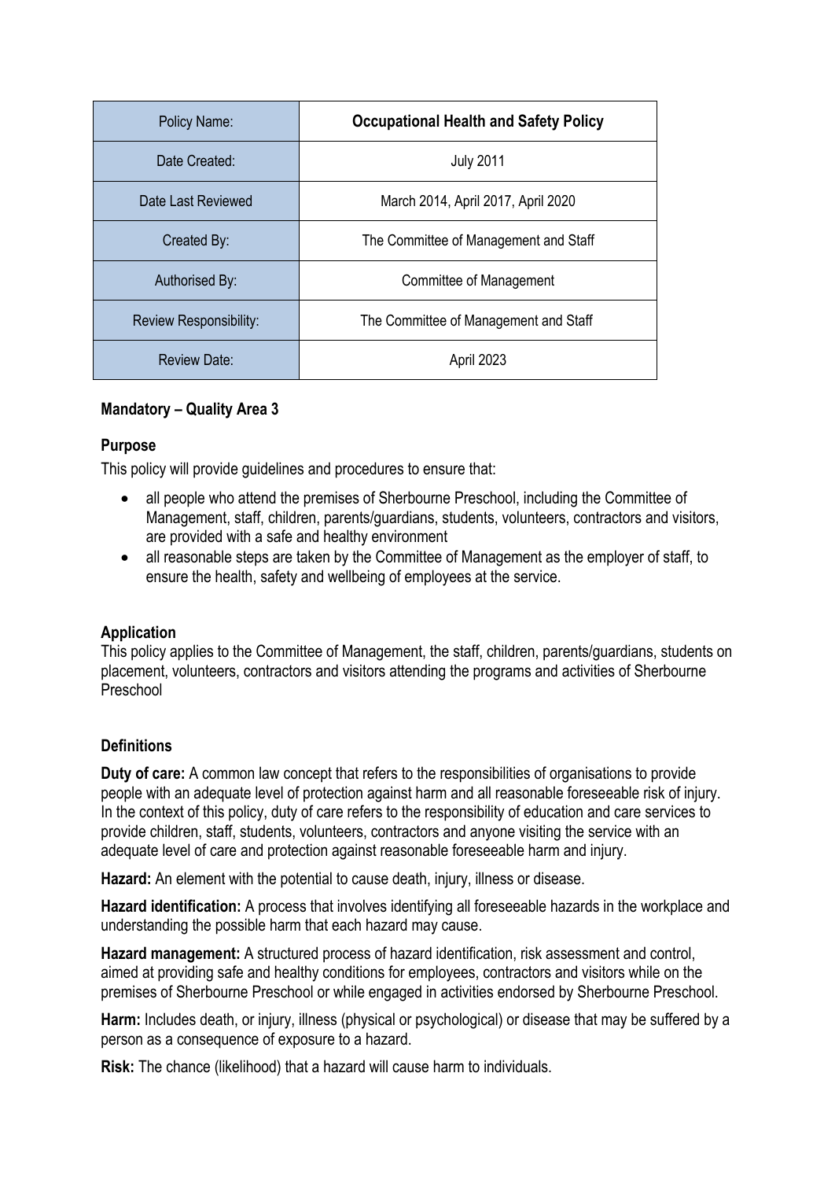| Policy Name: | **Occupational Health and Safety Policy** |
| --- | --- |
| Date Created: | July 2011 |
| Date Last Reviewed | March 2014, April 2017, April 2020 |
| Created By: | The Committee of Management and Staff |
| Authorised By: | Committee of Management |
| Review Responsibility: | The Committee of Management and Staff |
| Review Date: | April 2023 |

**Mandatory – Quality Area 3**

## Purpose

This policy will provide guidelines and procedures to ensure that:

- all people who attend the premises of Sherbourne Preschool, including the Committee of Management, staff, children, parents/guardians, students, volunteers, contractors and visitors, are provided with a safe and healthy environment
- all reasonable steps are taken by the Committee of Management as the employer of staff, to ensure the health, safety and wellbeing of employees at the service.

## Application

This policy applies to the Committee of Management, the staff, children, parents/guardians, students on placement, volunteers, contractors and visitors attending the programs and activities of Sherbourne Preschool

## Definitions

**Duty of care:** A common law concept that refers to the responsibilities of organisations to provide people with an adequate level of protection against harm and all reasonable foreseeable risk of injury. In the context of this policy, duty of care refers to the responsibility of education and care services to provide children, staff, students, volunteers, contractors and anyone visiting the service with an adequate level of care and protection against reasonable foreseeable harm and injury.

**Hazard:** An element with the potential to cause death, injury, illness or disease.

**Hazard identification:** A process that involves identifying all foreseeable hazards in the workplace and understanding the possible harm that each hazard may cause.

**Hazard management:** A structured process of hazard identification, risk assessment and control, aimed at providing safe and healthy conditions for employees, contractors and visitors while on the premises of Sherbourne Preschool or while engaged in activities endorsed by Sherbourne Preschool.

**Harm:** Includes death, or injury, illness (physical or psychological) or disease that may be suffered by a person as a consequence of exposure to a hazard.

**Risk:** The chance (likelihood) that a hazard will cause harm to individuals.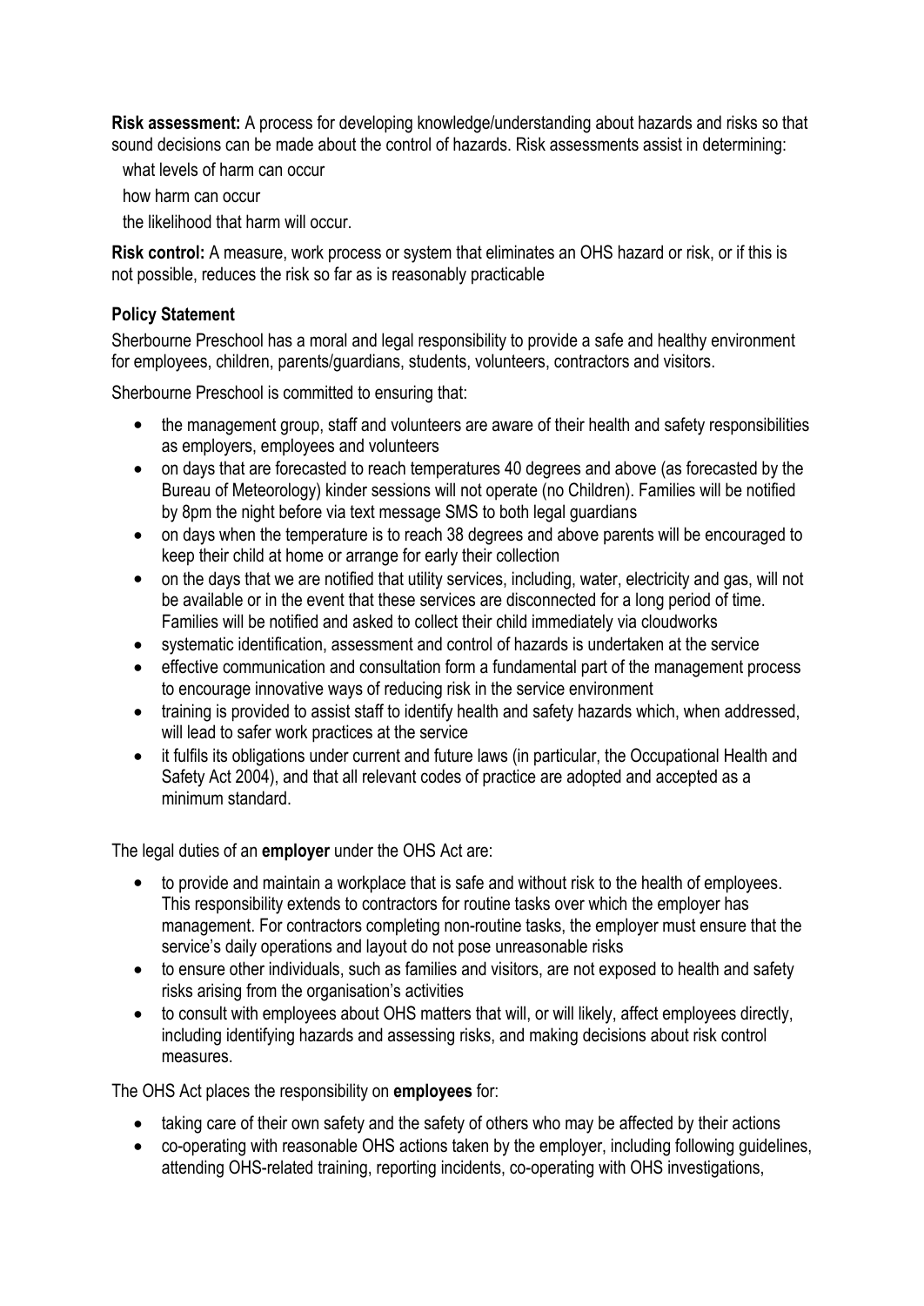**Risk assessment:** A process for developing knowledge/understanding about hazards and risks so that sound decisions can be made about the control of hazards. Risk assessments assist in determining:

- what levels of harm can occur
- how harm can occur
- the likelihood that harm will occur.

**Risk control:** A measure, work process or system that eliminates an OHS hazard or risk, or if this is not possible, reduces the risk so far as is reasonably practicable

**Policy Statement**

Sherbourne Preschool has a moral and legal responsibility to provide a safe and healthy environment for employees, children, parents/guardians, students, volunteers, contractors and visitors.

Sherbourne Preschool is committed to ensuring that:

- the management group, staff and volunteers are aware of their health and safety responsibilities as employers, employees and volunteers
- on days that are forecasted to reach temperatures 40 degrees and above (as forecasted by the Bureau of Meteorology) kinder sessions will not operate (no Children). Families will be notified by 8pm the night before via text message SMS to both legal guardians
- on days when the temperature is to reach 38 degrees and above parents will be encouraged to keep their child at home or arrange for early their collection
- on the days that we are notified that utility services, including, water, electricity and gas, will not be available or in the event that these services are disconnected for a long period of time. Families will be notified and asked to collect their child immediately via cloudworks
- systematic identification, assessment and control of hazards is undertaken at the service
- effective communication and consultation form a fundamental part of the management process to encourage innovative ways of reducing risk in the service environment
- training is provided to assist staff to identify health and safety hazards which, when addressed, will lead to safer work practices at the service
- it fulfils its obligations under current and future laws (in particular, the Occupational Health and Safety Act 2004), and that all relevant codes of practice are adopted and accepted as a minimum standard.

The legal duties of an **employer** under the OHS Act are:

- to provide and maintain a workplace that is safe and without risk to the health of employees. This responsibility extends to contractors for routine tasks over which the employer has management. For contractors completing non-routine tasks, the employer must ensure that the service's daily operations and layout do not pose unreasonable risks
- to ensure other individuals, such as families and visitors, are not exposed to health and safety risks arising from the organisation's activities
- to consult with employees about OHS matters that will, or will likely, affect employees directly, including identifying hazards and assessing risks, and making decisions about risk control measures.

The OHS Act places the responsibility on **employees** for:

- taking care of their own safety and the safety of others who may be affected by their actions
- co-operating with reasonable OHS actions taken by the employer, including following guidelines, attending OHS-related training, reporting incidents, co-operating with OHS investigations,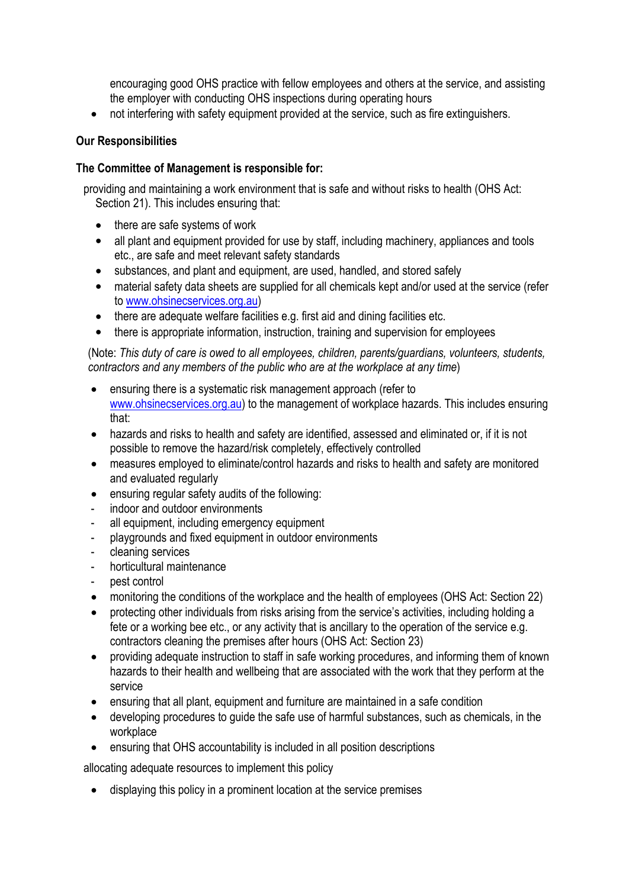encouraging good OHS practice with fellow employees and others at the service, and assisting the employer with conducting OHS inspections during operating hours

- not interfering with safety equipment provided at the service, such as fire extinguishers.

**Our Responsibilities**

**The Committee of Management is responsible for:**

providing and maintaining a work environment that is safe and without risks to health (OHS Act: Section 21). This includes ensuring that:

- there are safe systems of work
- all plant and equipment provided for use by staff, including machinery, appliances and tools etc., are safe and meet relevant safety standards
- substances, and plant and equipment, are used, handled, and stored safely
- material safety data sheets are supplied for all chemicals kept and/or used at the service (refer to [www.ohsinecservices.org.au](www.ohsinecservices.org.au))
- there are adequate welfare facilities e.g. first aid and dining facilities etc.
- there is appropriate information, instruction, training and supervision for employees

(Note: *This duty of care is owed to all employees, children, parents/guardians, volunteers, students, contractors and any members of the public who are at the workplace at any time*)

- ensuring there is a systematic risk management approach (refer to [www.ohsinecservices.org.au](www.ohsinecservices.org.au)) to the management of workplace hazards. This includes ensuring that:
- hazards and risks to health and safety are identified, assessed and eliminated or, if it is not possible to remove the hazard/risk completely, effectively controlled
- measures employed to eliminate/control hazards and risks to health and safety are monitored and evaluated regularly
- ensuring regular safety audits of the following:
  - indoor and outdoor environments
  - all equipment, including emergency equipment
  - playgrounds and fixed equipment in outdoor environments
  - cleaning services
  - horticultural maintenance
  - pest control
- monitoring the conditions of the workplace and the health of employees (OHS Act: Section 22)
- protecting other individuals from risks arising from the service's activities, including holding a fete or a working bee etc., or any activity that is ancillary to the operation of the service e.g. contractors cleaning the premises after hours (OHS Act: Section 23)
- providing adequate instruction to staff in safe working procedures, and informing them of known hazards to their health and wellbeing that are associated with the work that they perform at the service
- ensuring that all plant, equipment and furniture are maintained in a safe condition
- developing procedures to guide the safe use of harmful substances, such as chemicals, in the workplace
- ensuring that OHS accountability is included in all position descriptions

allocating adequate resources to implement this policy

- displaying this policy in a prominent location at the service premises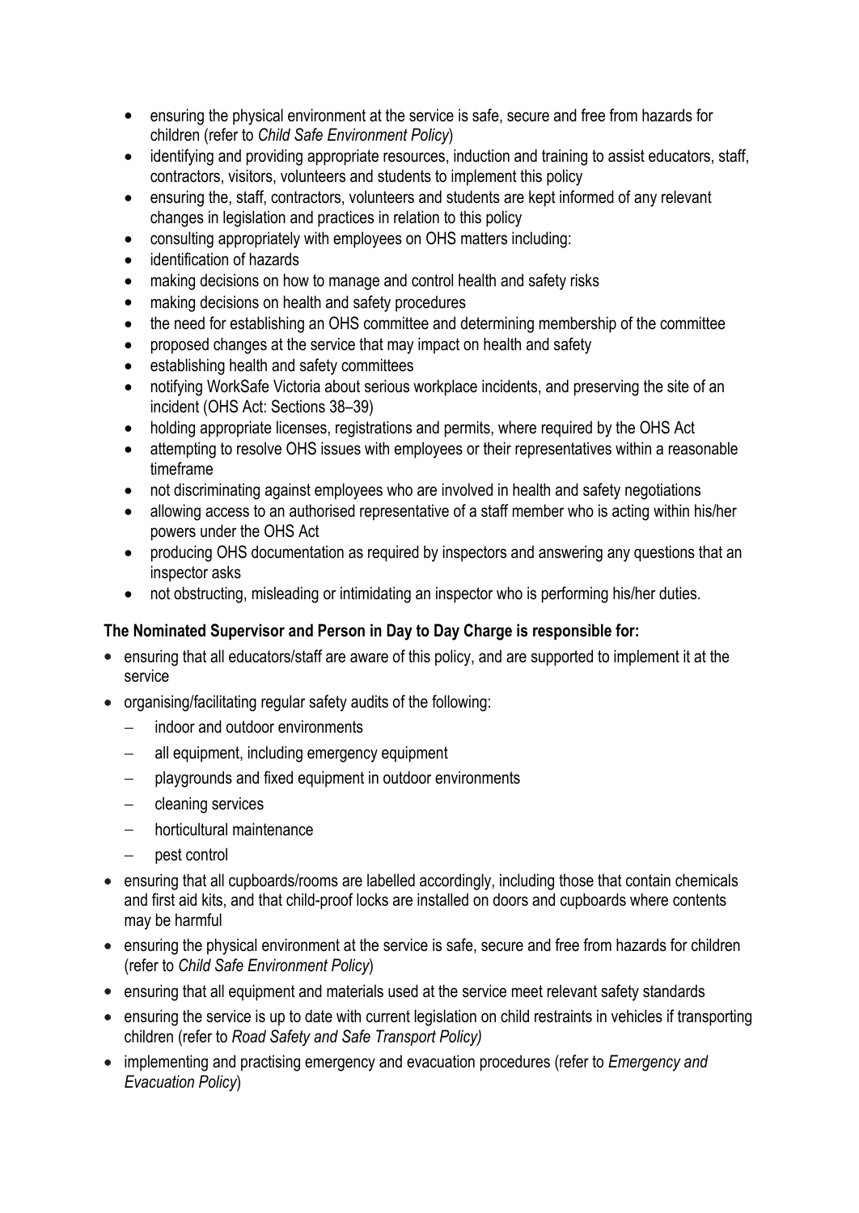- ensuring the physical environment at the service is safe, secure and free from hazards for children (refer to *Child Safe Environment Policy*)
- identifying and providing appropriate resources, induction and training to assist educators, staff, contractors, visitors, volunteers and students to implement this policy
- ensuring the, staff, contractors, volunteers and students are kept informed of any relevant changes in legislation and practices in relation to this policy
- consulting appropriately with employees on OHS matters including:
- identification of hazards
- making decisions on how to manage and control health and safety risks
- making decisions on health and safety procedures
- the need for establishing an OHS committee and determining membership of the committee
- proposed changes at the service that may impact on health and safety
- establishing health and safety committees
- notifying WorkSafe Victoria about serious workplace incidents, and preserving the site of an incident (OHS Act: Sections 38–39)
- holding appropriate licenses, registrations and permits, where required by the OHS Act
- attempting to resolve OHS issues with employees or their representatives within a reasonable timeframe
- not discriminating against employees who are involved in health and safety negotiations
- allowing access to an authorised representative of a staff member who is acting within his/her powers under the OHS Act
- producing OHS documentation as required by inspectors and answering any questions that an inspector asks
- not obstructing, misleading or intimidating an inspector who is performing his/her duties.

**The Nominated Supervisor and Person in Day to Day Charge is responsible for:**

- ensuring that all educators/staff are aware of this policy, and are supported to implement it at the service
- organising/facilitating regular safety audits of the following:
  - indoor and outdoor environments
  - all equipment, including emergency equipment
  - playgrounds and fixed equipment in outdoor environments
  - cleaning services
  - horticultural maintenance
  - pest control
- ensuring that all cupboards/rooms are labelled accordingly, including those that contain chemicals and first aid kits, and that child-proof locks are installed on doors and cupboards where contents may be harmful
- ensuring the physical environment at the service is safe, secure and free from hazards for children (refer to *Child Safe Environment Policy*)
- ensuring that all equipment and materials used at the service meet relevant safety standards
- ensuring the service is up to date with current legislation on child restraints in vehicles if transporting children (refer to *Road Safety and Safe Transport Policy)*
- implementing and practising emergency and evacuation procedures (refer to *Emergency and Evacuation Policy*)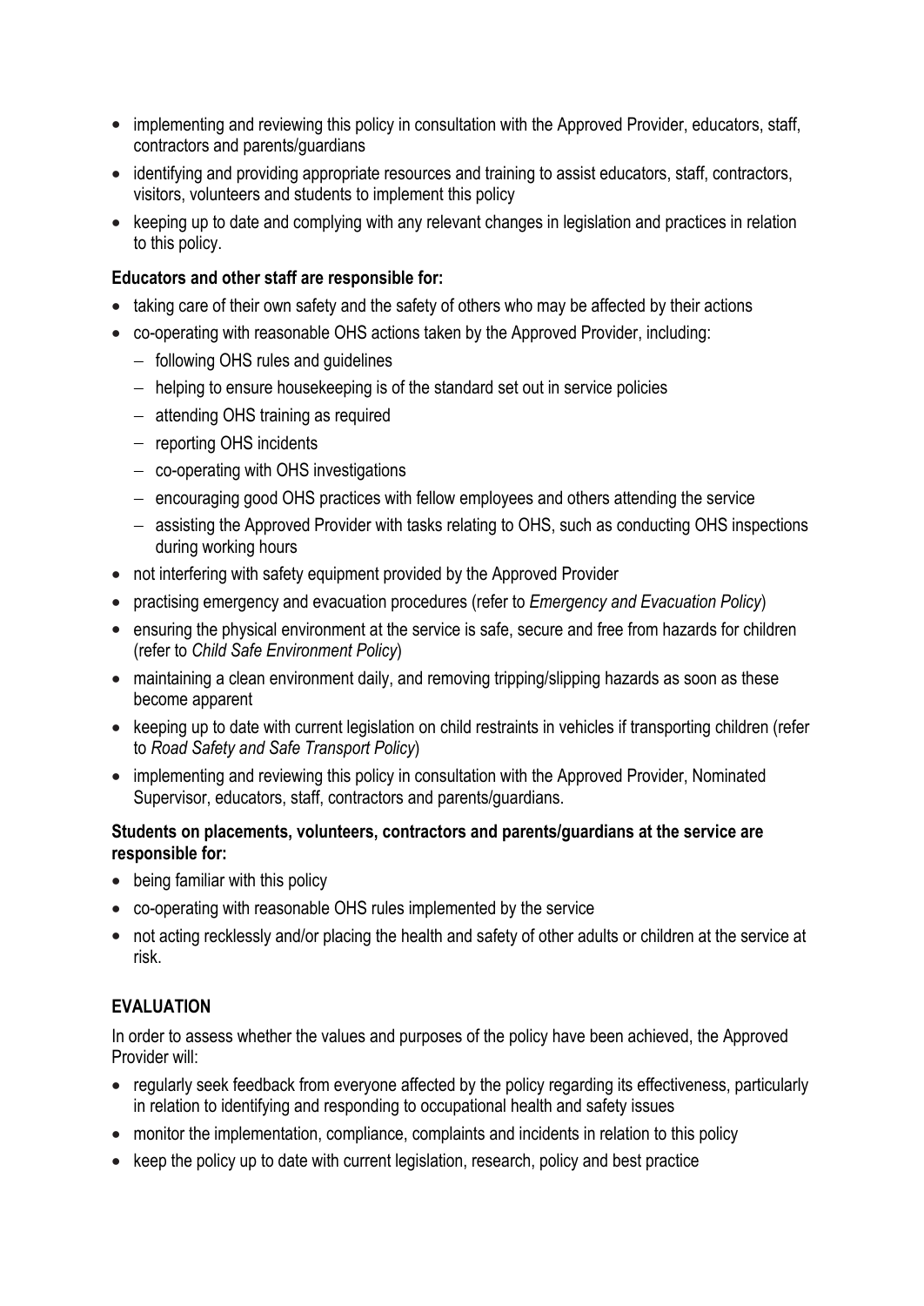- implementing and reviewing this policy in consultation with the Approved Provider, educators, staff, contractors and parents/guardians
- identifying and providing appropriate resources and training to assist educators, staff, contractors, visitors, volunteers and students to implement this policy
- keeping up to date and complying with any relevant changes in legislation and practices in relation to this policy.

**Educators and other staff are responsible for:**

- taking care of their own safety and the safety of others who may be affected by their actions
- co-operating with reasonable OHS actions taken by the Approved Provider, including:
  - following OHS rules and guidelines
  - helping to ensure housekeeping is of the standard set out in service policies
  - attending OHS training as required
  - reporting OHS incidents
  - co-operating with OHS investigations
  - encouraging good OHS practices with fellow employees and others attending the service
  - assisting the Approved Provider with tasks relating to OHS, such as conducting OHS inspections during working hours
- not interfering with safety equipment provided by the Approved Provider
- practising emergency and evacuation procedures (refer to *Emergency and Evacuation Policy*)
- ensuring the physical environment at the service is safe, secure and free from hazards for children (refer to *Child Safe Environment Policy*)
- maintaining a clean environment daily, and removing tripping/slipping hazards as soon as these become apparent
- keeping up to date with current legislation on child restraints in vehicles if transporting children (refer to *Road Safety and Safe Transport Policy*)
- implementing and reviewing this policy in consultation with the Approved Provider, Nominated Supervisor, educators, staff, contractors and parents/guardians.

**Students on placements, volunteers, contractors and parents/guardians at the service are responsible for:**

- being familiar with this policy
- co-operating with reasonable OHS rules implemented by the service
- not acting recklessly and/or placing the health and safety of other adults or children at the service at risk.

## EVALUATION

In order to assess whether the values and purposes of the policy have been achieved, the Approved Provider will:

- regularly seek feedback from everyone affected by the policy regarding its effectiveness, particularly in relation to identifying and responding to occupational health and safety issues
- monitor the implementation, compliance, complaints and incidents in relation to this policy
- keep the policy up to date with current legislation, research, policy and best practice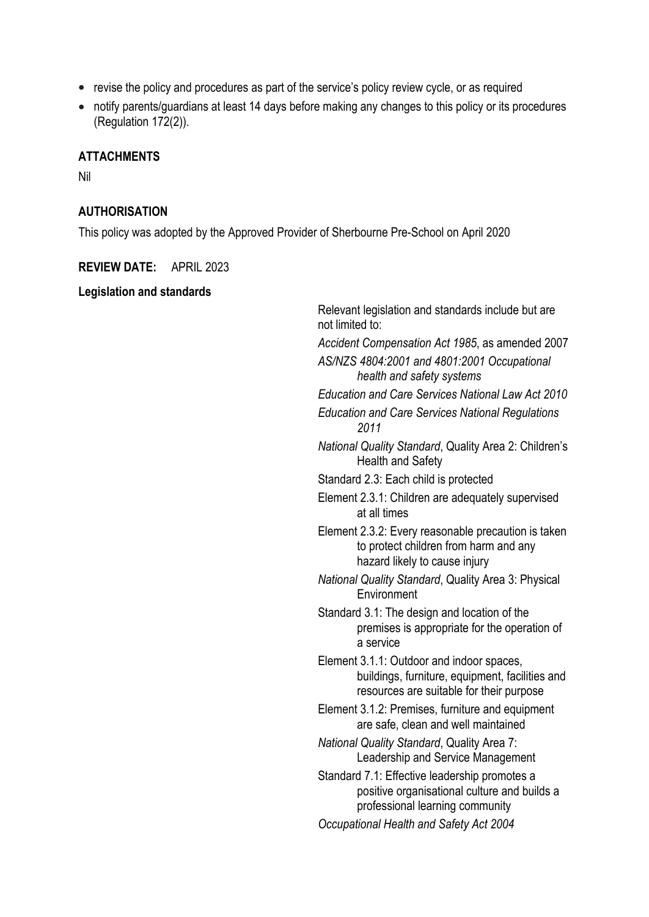- revise the policy and procedures as part of the service's policy review cycle, or as required
- notify parents/guardians at least 14 days before making any changes to this policy or its procedures (Regulation 172(2)).

## ATTACHMENTS

Nil

## AUTHORISATION

This policy was adopted by the Approved Provider of Sherbourne Pre-School on April 2020

**REVIEW DATE:** APRIL 2023

**Legislation and standards**

Relevant legislation and standards include but are not limited to:

- *Accident Compensation Act 1985*, as amended 2007
- *AS/NZS 4804:2001 and 4801:2001 Occupational health and safety systems*
- *Education and Care Services National Law Act 2010*
- *Education and Care Services National Regulations 2011*
- *National Quality Standard*, Quality Area 2: Children's Health and Safety
- Standard 2.3: Each child is protected
- Element 2.3.1: Children are adequately supervised at all times
- Element 2.3.2: Every reasonable precaution is taken to protect children from harm and any hazard likely to cause injury
- *National Quality Standard*, Quality Area 3: Physical Environment
- Standard 3.1: The design and location of the premises is appropriate for the operation of a service
- Element 3.1.1: Outdoor and indoor spaces, buildings, furniture, equipment, facilities and resources are suitable for their purpose
- Element 3.1.2: Premises, furniture and equipment are safe, clean and well maintained
- *National Quality Standard*, Quality Area 7: Leadership and Service Management
- Standard 7.1: Effective leadership promotes a positive organisational culture and builds a professional learning community
- *Occupational Health and Safety Act 2004*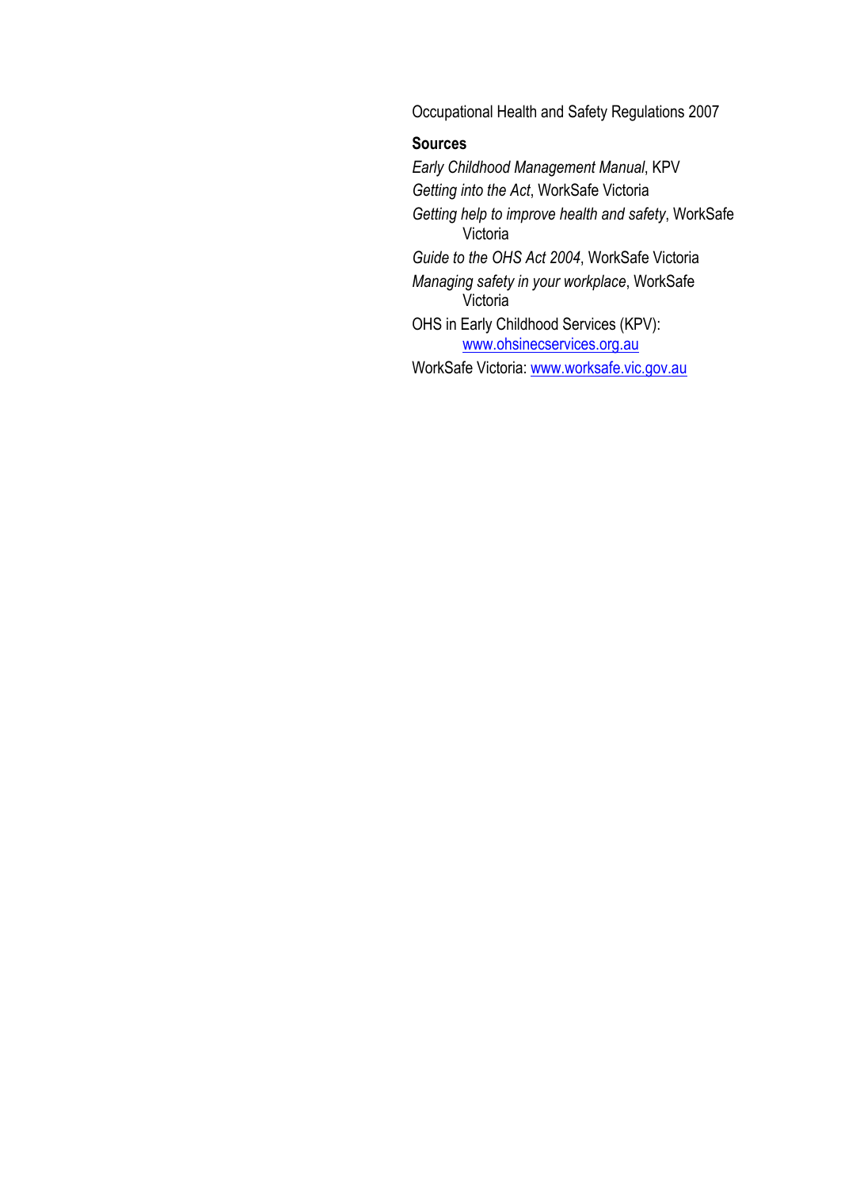Occupational Health and Safety Regulations 2007

**Sources**

*Early Childhood Management Manual*, KPV

*Getting into the Act*, WorkSafe Victoria

*Getting help to improve health and safety*, WorkSafe Victoria

*Guide to the OHS Act 2004*, WorkSafe Victoria

*Managing safety in your workplace*, WorkSafe Victoria

OHS in Early Childhood Services (KPV): www.ohsinecservices.org.au

WorkSafe Victoria: www.worksafe.vic.gov.au